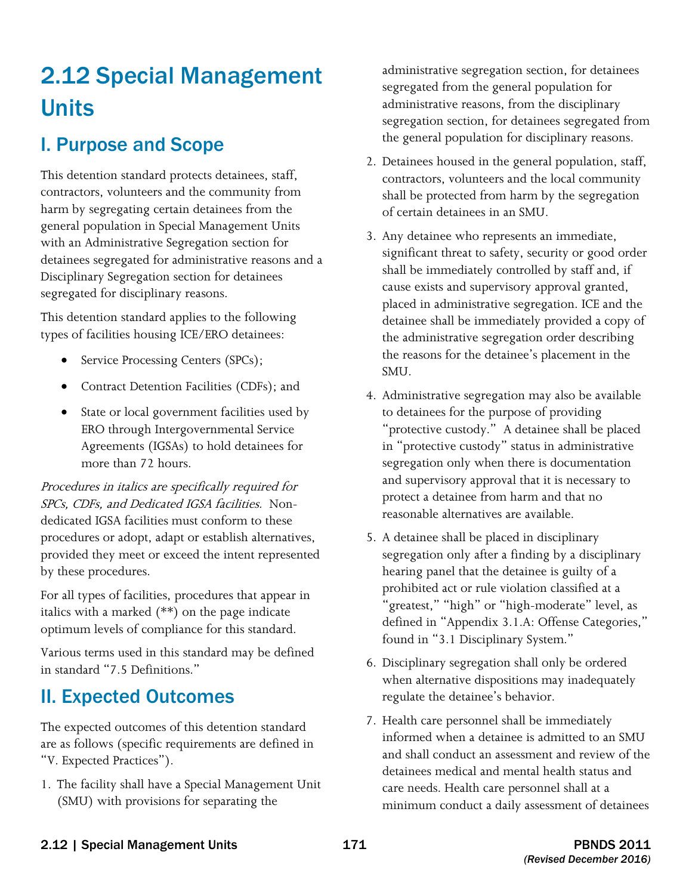# 2.12 Special Management Units

## I. Purpose and Scope

This detention standard protects detainees, staff, contractors, volunteers and the community from harm by segregating certain detainees from the general population in Special Management Units with an Administrative Segregation section for detainees segregated for administrative reasons and a Disciplinary Segregation section for detainees segregated for disciplinary reasons.

This detention standard applies to the following types of facilities housing ICE/ERO detainees:

- Service Processing Centers (SPCs);
- Contract Detention Facilities (CDFs); and
- State or local government facilities used by ERO through Intergovernmental Service Agreements (IGSAs) to hold detainees for more than 72 hours.

*Procedures in italics are specifically required for SPCs, CDFs, and Dedicated IGSA facilities.* Non-dedicated IGSA facilities must conform to these procedures or adopt, adapt or establish alternatives, provided they meet or exceed the intent represented by these procedures.

For all types of facilities, procedures that appear in italics with a marked (**) on the page indicate optimum levels of compliance for this standard.

Various terms used in this standard may be defined in standard "7.5 Definitions."

## II. Expected Outcomes

The expected outcomes of this detention standard are as follows (specific requirements are defined in "V. Expected Practices").

1. The facility shall have a Special Management Unit (SMU) with provisions for separating the administrative segregation section, for detainees segregated from the general population for administrative reasons, from the disciplinary segregation section, for detainees segregated from the general population for disciplinary reasons.
2. Detainees housed in the general population, staff, contractors, volunteers and the local community shall be protected from harm by the segregation of certain detainees in an SMU.
3. Any detainee who represents an immediate, significant threat to safety, security or good order shall be immediately controlled by staff and, if cause exists and supervisory approval granted, placed in administrative segregation. ICE and the detainee shall be immediately provided a copy of the administrative segregation order describing the reasons for the detainee's placement in the SMU.
4. Administrative segregation may also be available to detainees for the purpose of providing "protective custody." A detainee shall be placed in "protective custody" status in administrative segregation only when there is documentation and supervisory approval that it is necessary to protect a detainee from harm and that no reasonable alternatives are available.
5. A detainee shall be placed in disciplinary segregation only after a finding by a disciplinary hearing panel that the detainee is guilty of a prohibited act or rule violation classified at a "greatest," "high" or "high-moderate" level, as defined in "Appendix 3.1.A: Offense Categories," found in "3.1 Disciplinary System."
6. Disciplinary segregation shall only be ordered when alternative dispositions may inadequately regulate the detainee's behavior.
7. Health care personnel shall be immediately informed when a detainee is admitted to an SMU and shall conduct an assessment and review of the detainees medical and mental health status and care needs. Health care personnel shall at a minimum conduct a daily assessment of detainees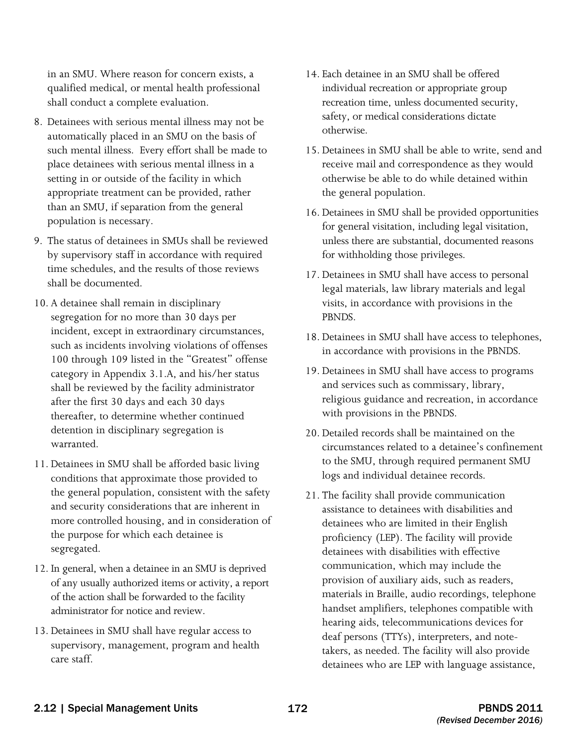in an SMU. Where reason for concern exists, a qualified medical, or mental health professional shall conduct a complete evaluation.

8. Detainees with serious mental illness may not be automatically placed in an SMU on the basis of such mental illness. Every effort shall be made to place detainees with serious mental illness in a setting in or outside of the facility in which appropriate treatment can be provided, rather than an SMU, if separation from the general population is necessary.
9. The status of detainees in SMUs shall be reviewed by supervisory staff in accordance with required time schedules, and the results of those reviews shall be documented.
10. A detainee shall remain in disciplinary segregation for no more than 30 days per incident, except in extraordinary circumstances, such as incidents involving violations of offenses 100 through 109 listed in the "Greatest" offense category in Appendix 3.1.A, and his/her status shall be reviewed by the facility administrator after the first 30 days and each 30 days thereafter, to determine whether continued detention in disciplinary segregation is warranted.
11. Detainees in SMU shall be afforded basic living conditions that approximate those provided to the general population, consistent with the safety and security considerations that are inherent in more controlled housing, and in consideration of the purpose for which each detainee is segregated.
12. In general, when a detainee in an SMU is deprived of any usually authorized items or activity, a report of the action shall be forwarded to the facility administrator for notice and review.
13. Detainees in SMU shall have regular access to supervisory, management, program and health care staff.
14. Each detainee in an SMU shall be offered individual recreation or appropriate group recreation time, unless documented security, safety, or medical considerations dictate otherwise.
15. Detainees in SMU shall be able to write, send and receive mail and correspondence as they would otherwise be able to do while detained within the general population.
16. Detainees in SMU shall be provided opportunities for general visitation, including legal visitation, unless there are substantial, documented reasons for withholding those privileges.
17. Detainees in SMU shall have access to personal legal materials, law library materials and legal visits, in accordance with provisions in the PBNDS.
18. Detainees in SMU shall have access to telephones, in accordance with provisions in the PBNDS.
19. Detainees in SMU shall have access to programs and services such as commissary, library, religious guidance and recreation, in accordance with provisions in the PBNDS.
20. Detailed records shall be maintained on the circumstances related to a detainee's confinement to the SMU, through required permanent SMU logs and individual detainee records.
21. The facility shall provide communication assistance to detainees with disabilities and detainees who are limited in their English proficiency (LEP). The facility will provide detainees with disabilities with effective communication, which may include the provision of auxiliary aids, such as readers, materials in Braille, audio recordings, telephone handset amplifiers, telephones compatible with hearing aids, telecommunications devices for deaf persons (TTYs), interpreters, and note-takers, as needed. The facility will also provide detainees who are LEP with language assistance,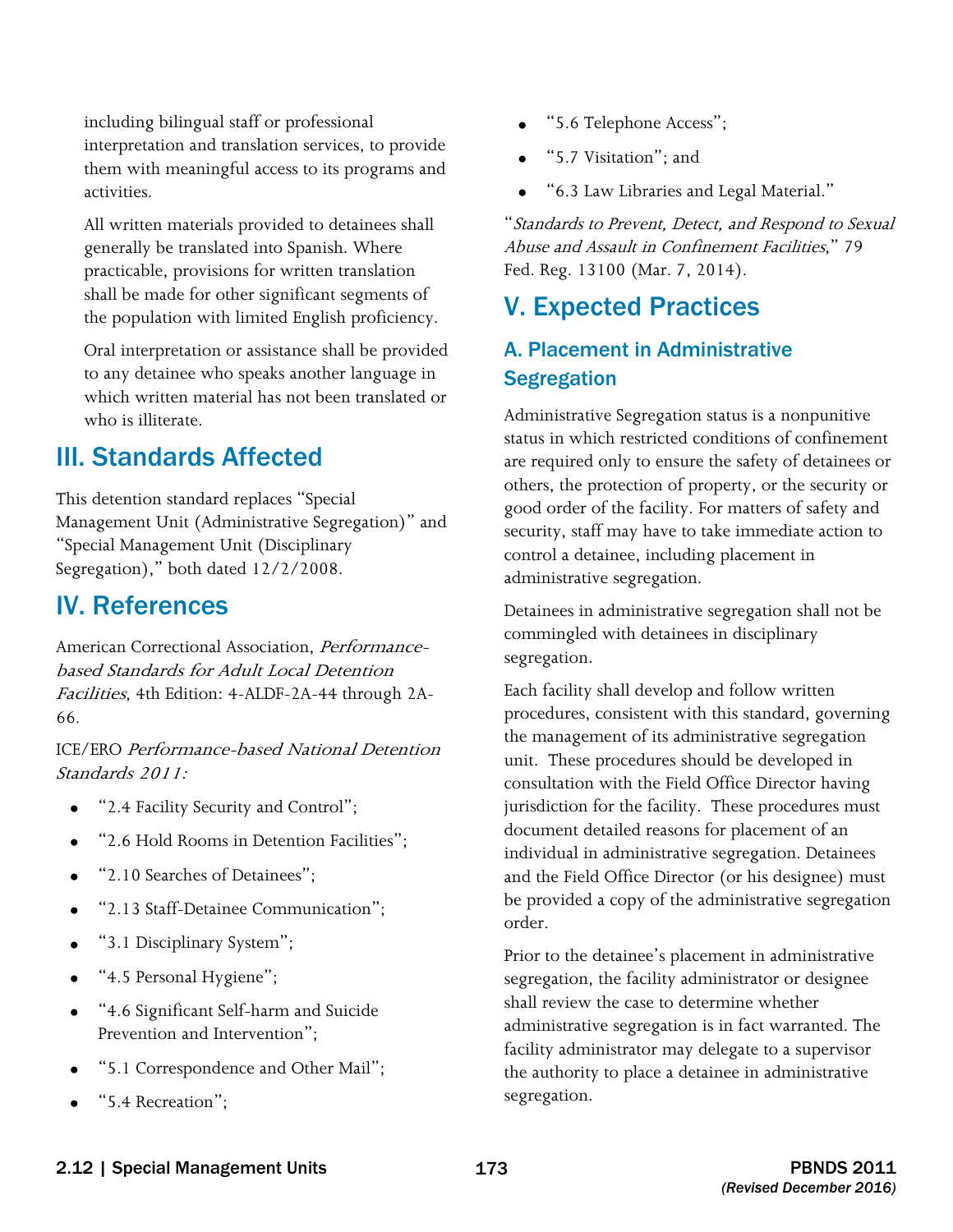including bilingual staff or professional interpretation and translation services, to provide them with meaningful access to its programs and activities.

All written materials provided to detainees shall generally be translated into Spanish. Where practicable, provisions for written translation shall be made for other significant segments of the population with limited English proficiency.

Oral interpretation or assistance shall be provided to any detainee who speaks another language in which written material has not been translated or who is illiterate.

# III. Standards Affected

This detention standard replaces "Special Management Unit (Administrative Segregation)" and "Special Management Unit (Disciplinary Segregation)," both dated 12/2/2008.

# IV. References

American Correctional Association, *Performance-based Standards for Adult Local Detention Facilities*, 4th Edition: 4-ALDF-2A-44 through 2A-66.

ICE/ERO *Performance-based National Detention Standards 2011:*

- "2.4 Facility Security and Control";
- "2.6 Hold Rooms in Detention Facilities";
- "2.10 Searches of Detainees";
- "2.13 Staff-Detainee Communication";
- "3.1 Disciplinary System";
- "4.5 Personal Hygiene";
- "4.6 Significant Self-harm and Suicide Prevention and Intervention";
- "5.1 Correspondence and Other Mail";
- "5.4 Recreation";
- "5.6 Telephone Access";
- "5.7 Visitation"; and
- "6.3 Law Libraries and Legal Material."

"*Standards to Prevent, Detect, and Respond to Sexual Abuse and Assault in Confinement Facilities*," 79 Fed. Reg. 13100 (Mar. 7, 2014).

# V. Expected Practices

## A. Placement in Administrative Segregation

Administrative Segregation status is a nonpunitive status in which restricted conditions of confinement are required only to ensure the safety of detainees or others, the protection of property, or the security or good order of the facility. For matters of safety and security, staff may have to take immediate action to control a detainee, including placement in administrative segregation.

Detainees in administrative segregation shall not be commingled with detainees in disciplinary segregation.

Each facility shall develop and follow written procedures, consistent with this standard, governing the management of its administrative segregation unit. These procedures should be developed in consultation with the Field Office Director having jurisdiction for the facility. These procedures must document detailed reasons for placement of an individual in administrative segregation. Detainees and the Field Office Director (or his designee) must be provided a copy of the administrative segregation order.

Prior to the detainee's placement in administrative segregation, the facility administrator or designee shall review the case to determine whether administrative segregation is in fact warranted. The facility administrator may delegate to a supervisor the authority to place a detainee in administrative segregation.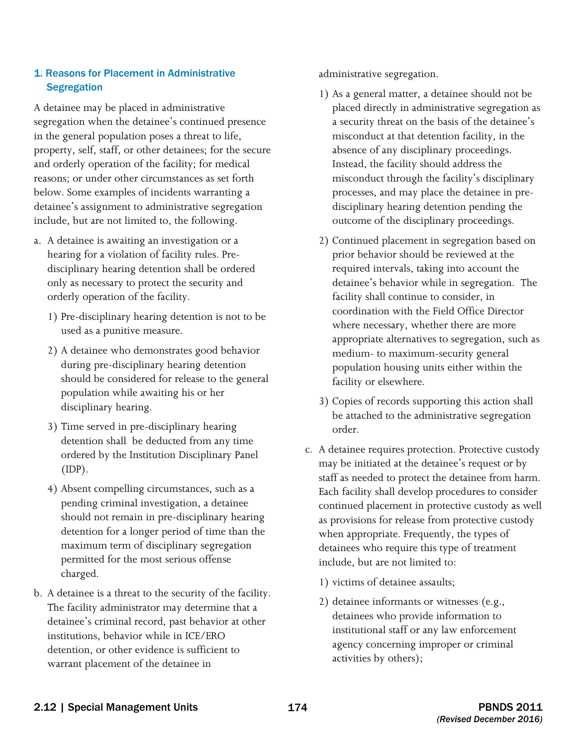### 1. Reasons for Placement in Administrative Segregation

A detainee may be placed in administrative segregation when the detainee's continued presence in the general population poses a threat to life, property, self, staff, or other detainees; for the secure and orderly operation of the facility; for medical reasons; or under other circumstances as set forth below. Some examples of incidents warranting a detainee's assignment to administrative segregation include, but are not limited to, the following.

a. A detainee is awaiting an investigation or a hearing for a violation of facility rules. Pre-disciplinary hearing detention shall be ordered only as necessary to protect the security and orderly operation of the facility.

   1) Pre-disciplinary hearing detention is not to be used as a punitive measure.

   2) A detainee who demonstrates good behavior during pre-disciplinary hearing detention should be considered for release to the general population while awaiting his or her disciplinary hearing.

   3) Time served in pre-disciplinary hearing detention shall be deducted from any time ordered by the Institution Disciplinary Panel (IDP).

   4) Absent compelling circumstances, such as a pending criminal investigation, a detainee should not remain in pre-disciplinary hearing detention for a longer period of time than the maximum term of disciplinary segregation permitted for the most serious offense charged.

b. A detainee is a threat to the security of the facility. The facility administrator may determine that a detainee's criminal record, past behavior at other institutions, behavior while in ICE/ERO detention, or other evidence is sufficient to warrant placement of the detainee in administrative segregation.

   1) As a general matter, a detainee should not be placed directly in administrative segregation as a security threat on the basis of the detainee's misconduct at that detention facility, in the absence of any disciplinary proceedings. Instead, the facility should address the misconduct through the facility's disciplinary processes, and may place the detainee in pre-disciplinary hearing detention pending the outcome of the disciplinary proceedings.

   2) Continued placement in segregation based on prior behavior should be reviewed at the required intervals, taking into account the detainee's behavior while in segregation. The facility shall continue to consider, in coordination with the Field Office Director where necessary, whether there are more appropriate alternatives to segregation, such as medium- to maximum-security general population housing units either within the facility or elsewhere.

   3) Copies of records supporting this action shall be attached to the administrative segregation order.

c. A detainee requires protection. Protective custody may be initiated at the detainee's request or by staff as needed to protect the detainee from harm. Each facility shall develop procedures to consider continued placement in protective custody as well as provisions for release from protective custody when appropriate. Frequently, the types of detainees who require this type of treatment include, but are not limited to:

   1) victims of detainee assaults;

   2) detainee informants or witnesses (e.g., detainees who provide information to institutional staff or any law enforcement agency concerning improper or criminal activities by others);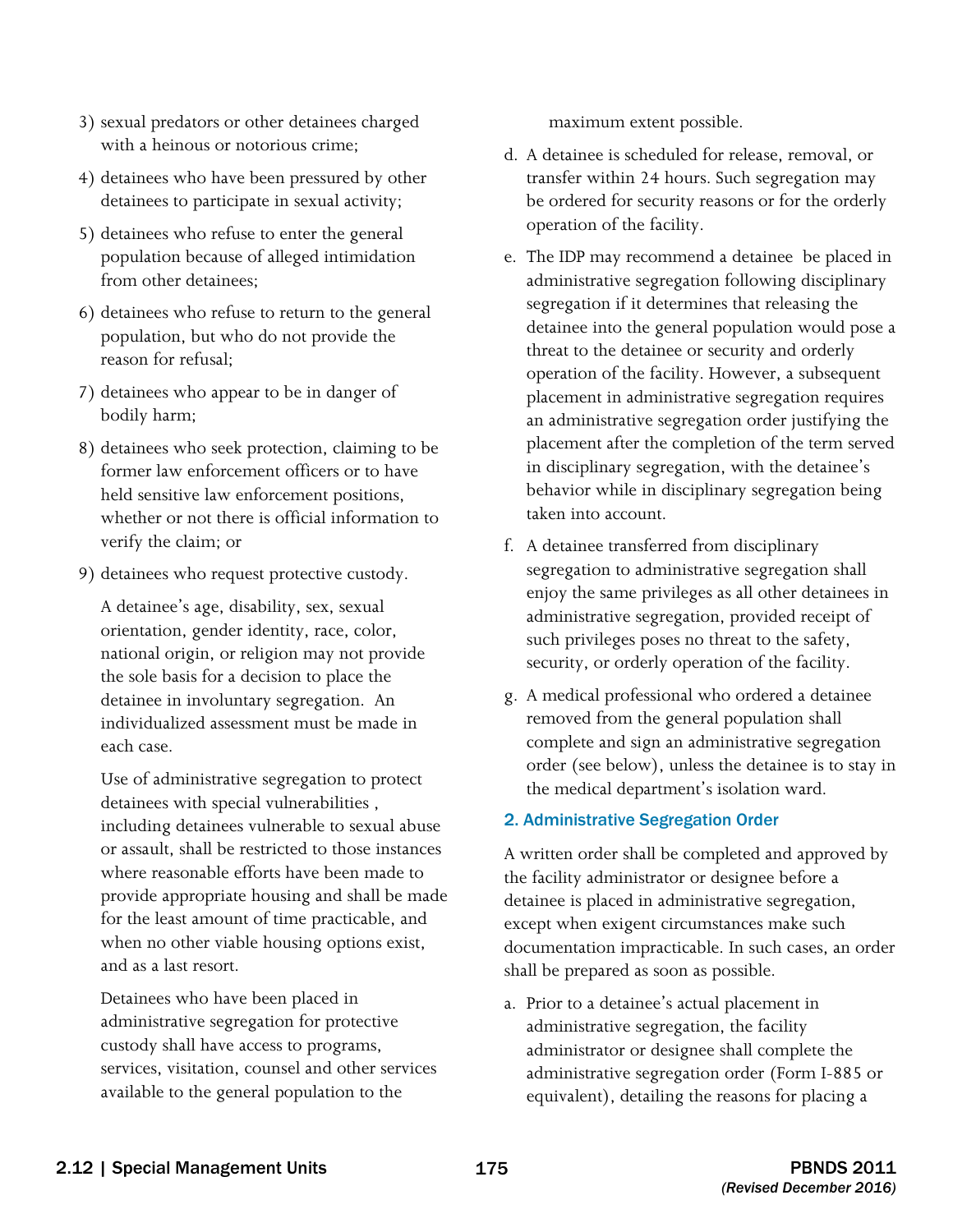3) sexual predators or other detainees charged with a heinous or notorious crime;
4) detainees who have been pressured by other detainees to participate in sexual activity;
5) detainees who refuse to enter the general population because of alleged intimidation from other detainees;
6) detainees who refuse to return to the general population, but who do not provide the reason for refusal;
7) detainees who appear to be in danger of bodily harm;
8) detainees who seek protection, claiming to be former law enforcement officers or to have held sensitive law enforcement positions, whether or not there is official information to verify the claim; or
9) detainees who request protective custody.

A detainee's age, disability, sex, sexual orientation, gender identity, race, color, national origin, or religion may not provide the sole basis for a decision to place the detainee in involuntary segregation. An individualized assessment must be made in each case.

Use of administrative segregation to protect detainees with special vulnerabilities , including detainees vulnerable to sexual abuse or assault, shall be restricted to those instances where reasonable efforts have been made to provide appropriate housing and shall be made for the least amount of time practicable, and when no other viable housing options exist, and as a last resort.

Detainees who have been placed in administrative segregation for protective custody shall have access to programs, services, visitation, counsel and other services available to the general population to the maximum extent possible.

d. A detainee is scheduled for release, removal, or transfer within 24 hours. Such segregation may be ordered for security reasons or for the orderly operation of the facility.

e. The IDP may recommend a detainee be placed in administrative segregation following disciplinary segregation if it determines that releasing the detainee into the general population would pose a threat to the detainee or security and orderly operation of the facility. However, a subsequent placement in administrative segregation requires an administrative segregation order justifying the placement after the completion of the term served in disciplinary segregation, with the detainee's behavior while in disciplinary segregation being taken into account.

f. A detainee transferred from disciplinary segregation to administrative segregation shall enjoy the same privileges as all other detainees in administrative segregation, provided receipt of such privileges poses no threat to the safety, security, or orderly operation of the facility.

g. A medical professional who ordered a detainee removed from the general population shall complete and sign an administrative segregation order (see below), unless the detainee is to stay in the medical department's isolation ward.

### 2. Administrative Segregation Order

A written order shall be completed and approved by the facility administrator or designee before a detainee is placed in administrative segregation, except when exigent circumstances make such documentation impracticable. In such cases, an order shall be prepared as soon as possible.

a. Prior to a detainee's actual placement in administrative segregation, the facility administrator or designee shall complete the administrative segregation order (Form I-885 or equivalent), detailing the reasons for placing a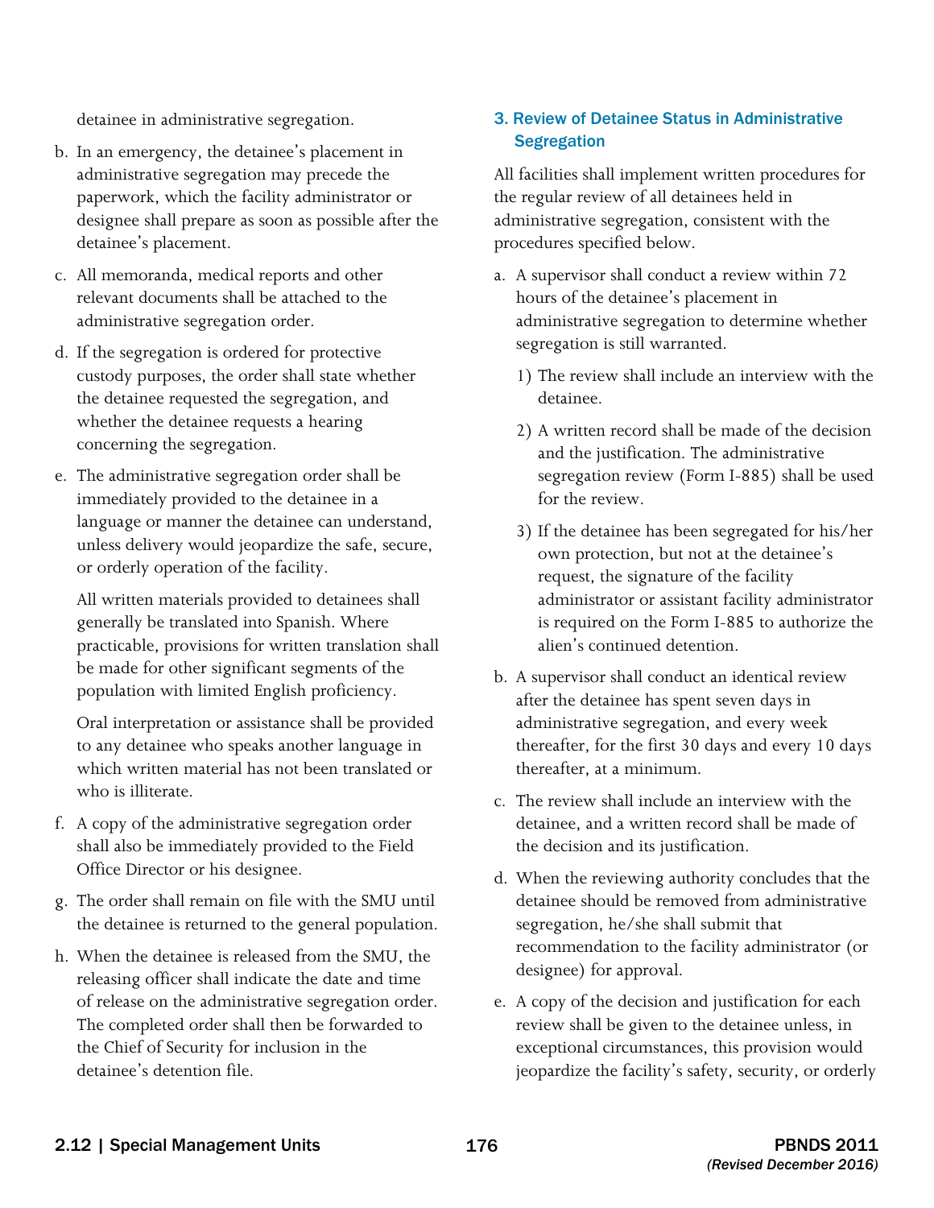detainee in administrative segregation.

b. In an emergency, the detainee's placement in administrative segregation may precede the paperwork, which the facility administrator or designee shall prepare as soon as possible after the detainee's placement.

c. All memoranda, medical reports and other relevant documents shall be attached to the administrative segregation order.

d. If the segregation is ordered for protective custody purposes, the order shall state whether the detainee requested the segregation, and whether the detainee requests a hearing concerning the segregation.

e. The administrative segregation order shall be immediately provided to the detainee in a language or manner the detainee can understand, unless delivery would jeopardize the safe, secure, or orderly operation of the facility.

   All written materials provided to detainees shall generally be translated into Spanish. Where practicable, provisions for written translation shall be made for other significant segments of the population with limited English proficiency.

   Oral interpretation or assistance shall be provided to any detainee who speaks another language in which written material has not been translated or who is illiterate.

f. A copy of the administrative segregation order shall also be immediately provided to the Field Office Director or his designee.

g. The order shall remain on file with the SMU until the detainee is returned to the general population.

h. When the detainee is released from the SMU, the releasing officer shall indicate the date and time of release on the administrative segregation order. The completed order shall then be forwarded to the Chief of Security for inclusion in the detainee's detention file.

### 3. Review of Detainee Status in Administrative Segregation

All facilities shall implement written procedures for the regular review of all detainees held in administrative segregation, consistent with the procedures specified below.

a. A supervisor shall conduct a review within 72 hours of the detainee's placement in administrative segregation to determine whether segregation is still warranted.

   1) The review shall include an interview with the detainee.

   2) A written record shall be made of the decision and the justification. The administrative segregation review (Form I-885) shall be used for the review.

   3) If the detainee has been segregated for his/her own protection, but not at the detainee's request, the signature of the facility administrator or assistant facility administrator is required on the Form I-885 to authorize the alien's continued detention.

b. A supervisor shall conduct an identical review after the detainee has spent seven days in administrative segregation, and every week thereafter, for the first 30 days and every 10 days thereafter, at a minimum.

c. The review shall include an interview with the detainee, and a written record shall be made of the decision and its justification.

d. When the reviewing authority concludes that the detainee should be removed from administrative segregation, he/she shall submit that recommendation to the facility administrator (or designee) for approval.

e. A copy of the decision and justification for each review shall be given to the detainee unless, in exceptional circumstances, this provision would jeopardize the facility's safety, security, or orderly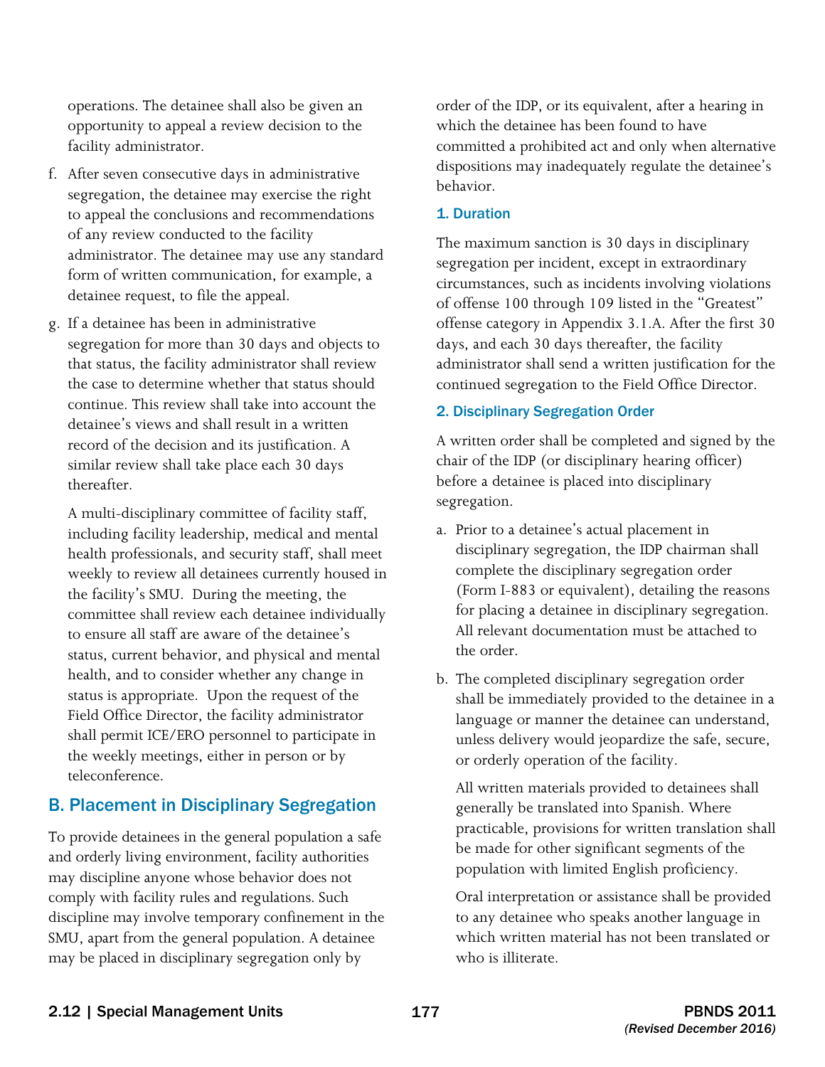operations. The detainee shall also be given an opportunity to appeal a review decision to the facility administrator.

f. After seven consecutive days in administrative segregation, the detainee may exercise the right to appeal the conclusions and recommendations of any review conducted to the facility administrator. The detainee may use any standard form of written communication, for example, a detainee request, to file the appeal.

g. If a detainee has been in administrative segregation for more than 30 days and objects to that status, the facility administrator shall review the case to determine whether that status should continue. This review shall take into account the detainee's views and shall result in a written record of the decision and its justification. A similar review shall take place each 30 days thereafter.

   A multi-disciplinary committee of facility staff, including facility leadership, medical and mental health professionals, and security staff, shall meet weekly to review all detainees currently housed in the facility's SMU. During the meeting, the committee shall review each detainee individually to ensure all staff are aware of the detainee's status, current behavior, and physical and mental health, and to consider whether any change in status is appropriate. Upon the request of the Field Office Director, the facility administrator shall permit ICE/ERO personnel to participate in the weekly meetings, either in person or by teleconference.

## B. Placement in Disciplinary Segregation

To provide detainees in the general population a safe and orderly living environment, facility authorities may discipline anyone whose behavior does not comply with facility rules and regulations. Such discipline may involve temporary confinement in the SMU, apart from the general population. A detainee may be placed in disciplinary segregation only by order of the IDP, or its equivalent, after a hearing in which the detainee has been found to have committed a prohibited act and only when alternative dispositions may inadequately regulate the detainee's behavior.

### 1. Duration

The maximum sanction is 30 days in disciplinary segregation per incident, except in extraordinary circumstances, such as incidents involving violations of offense 100 through 109 listed in the "Greatest" offense category in Appendix 3.1.A. After the first 30 days, and each 30 days thereafter, the facility administrator shall send a written justification for the continued segregation to the Field Office Director.

### 2. Disciplinary Segregation Order

A written order shall be completed and signed by the chair of the IDP (or disciplinary hearing officer) before a detainee is placed into disciplinary segregation.

a. Prior to a detainee's actual placement in disciplinary segregation, the IDP chairman shall complete the disciplinary segregation order (Form I-883 or equivalent), detailing the reasons for placing a detainee in disciplinary segregation. All relevant documentation must be attached to the order.

b. The completed disciplinary segregation order shall be immediately provided to the detainee in a language or manner the detainee can understand, unless delivery would jeopardize the safe, secure, or orderly operation of the facility.

   All written materials provided to detainees shall generally be translated into Spanish. Where practicable, provisions for written translation shall be made for other significant segments of the population with limited English proficiency.

   Oral interpretation or assistance shall be provided to any detainee who speaks another language in which written material has not been translated or who is illiterate.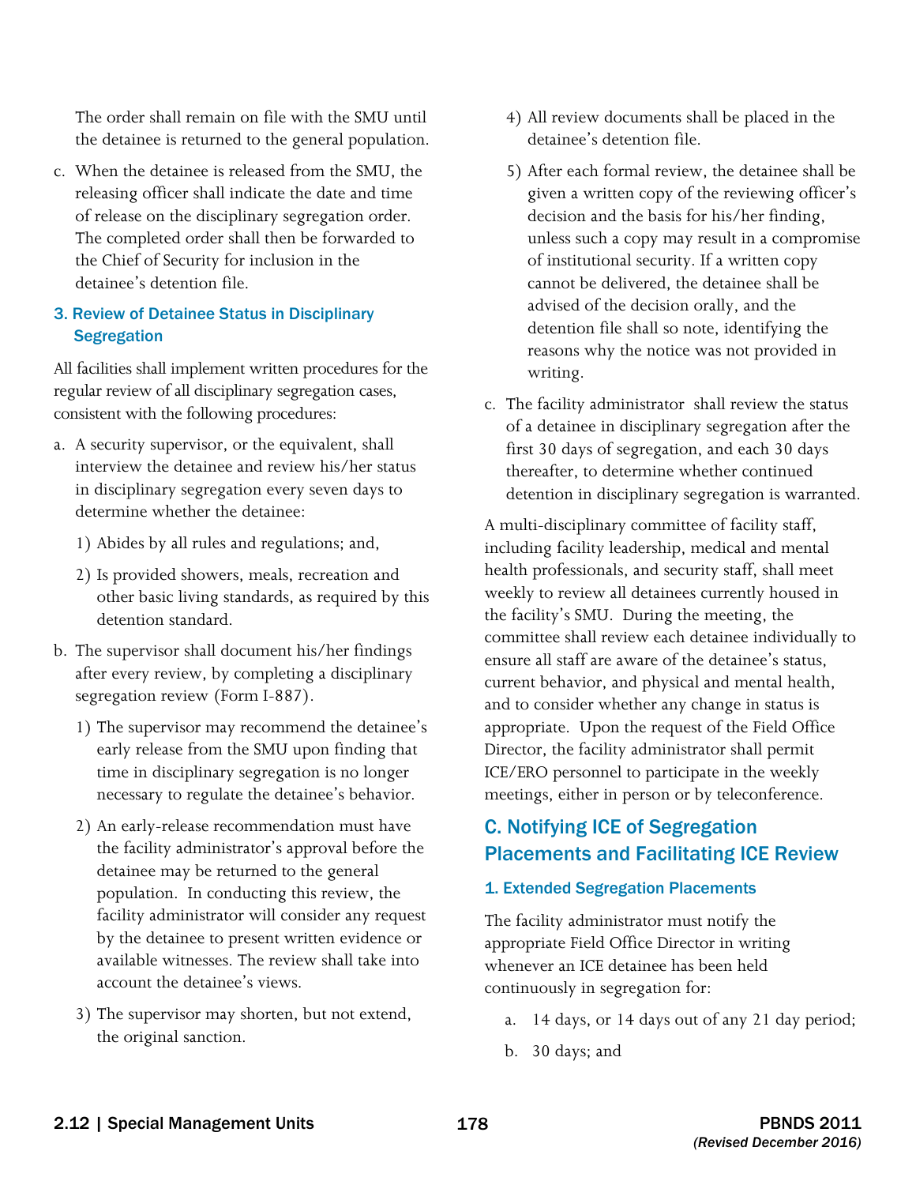The order shall remain on file with the SMU until the detainee is returned to the general population.

c. When the detainee is released from the SMU, the releasing officer shall indicate the date and time of release on the disciplinary segregation order. The completed order shall then be forwarded to the Chief of Security for inclusion in the detainee's detention file.

### 3. Review of Detainee Status in Disciplinary Segregation

All facilities shall implement written procedures for the regular review of all disciplinary segregation cases, consistent with the following procedures:

a. A security supervisor, or the equivalent, shall interview the detainee and review his/her status in disciplinary segregation every seven days to determine whether the detainee:

   1) Abides by all rules and regulations; and,

   2) Is provided showers, meals, recreation and other basic living standards, as required by this detention standard.

b. The supervisor shall document his/her findings after every review, by completing a disciplinary segregation review (Form I-887).

   1) The supervisor may recommend the detainee's early release from the SMU upon finding that time in disciplinary segregation is no longer necessary to regulate the detainee's behavior.

   2) An early-release recommendation must have the facility administrator's approval before the detainee may be returned to the general population. In conducting this review, the facility administrator will consider any request by the detainee to present written evidence or available witnesses. The review shall take into account the detainee's views.

   3) The supervisor may shorten, but not extend, the original sanction.

   4) All review documents shall be placed in the detainee's detention file.

   5) After each formal review, the detainee shall be given a written copy of the reviewing officer's decision and the basis for his/her finding, unless such a copy may result in a compromise of institutional security. If a written copy cannot be delivered, the detainee shall be advised of the decision orally, and the detention file shall so note, identifying the reasons why the notice was not provided in writing.

c. The facility administrator shall review the status of a detainee in disciplinary segregation after the first 30 days of segregation, and each 30 days thereafter, to determine whether continued detention in disciplinary segregation is warranted.

A multi-disciplinary committee of facility staff, including facility leadership, medical and mental health professionals, and security staff, shall meet weekly to review all detainees currently housed in the facility's SMU. During the meeting, the committee shall review each detainee individually to ensure all staff are aware of the detainee's status, current behavior, and physical and mental health, and to consider whether any change in status is appropriate. Upon the request of the Field Office Director, the facility administrator shall permit ICE/ERO personnel to participate in the weekly meetings, either in person or by teleconference.

## C. Notifying ICE of Segregation Placements and Facilitating ICE Review

### 1. Extended Segregation Placements

The facility administrator must notify the appropriate Field Office Director in writing whenever an ICE detainee has been held continuously in segregation for:

a. 14 days, or 14 days out of any 21 day period;

b. 30 days; and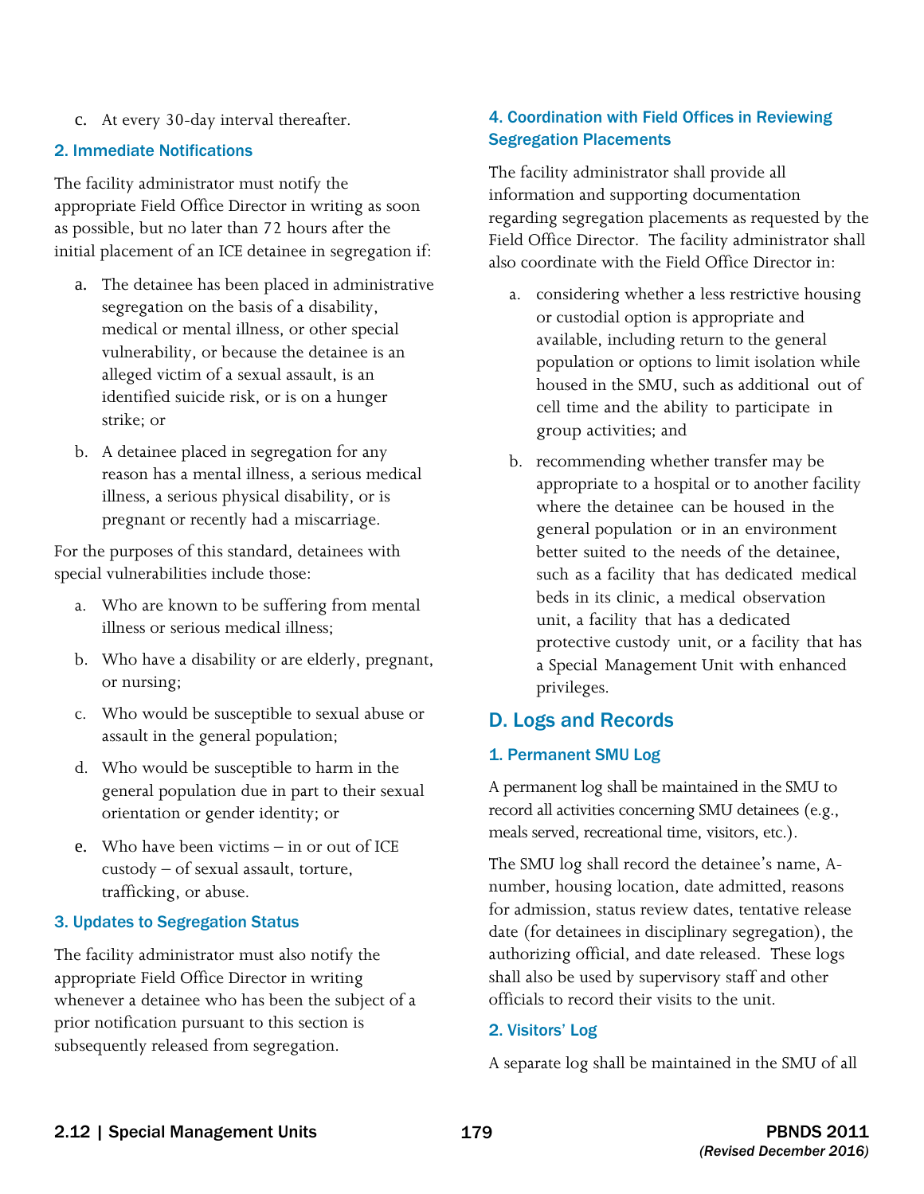c. At every 30-day interval thereafter.

### 2. Immediate Notifications

The facility administrator must notify the appropriate Field Office Director in writing as soon as possible, but no later than 72 hours after the initial placement of an ICE detainee in segregation if:

a. The detainee has been placed in administrative segregation on the basis of a disability, medical or mental illness, or other special vulnerability, or because the detainee is an alleged victim of a sexual assault, is an identified suicide risk, or is on a hunger strike; or

b. A detainee placed in segregation for any reason has a mental illness, a serious medical illness, a serious physical disability, or is pregnant or recently had a miscarriage.

For the purposes of this standard, detainees with special vulnerabilities include those:

a. Who are known to be suffering from mental illness or serious medical illness;

b. Who have a disability or are elderly, pregnant, or nursing;

c. Who would be susceptible to sexual abuse or assault in the general population;

d. Who would be susceptible to harm in the general population due in part to their sexual orientation or gender identity; or

e. Who have been victims – in or out of ICE custody – of sexual assault, torture, trafficking, or abuse.

### 3. Updates to Segregation Status

The facility administrator must also notify the appropriate Field Office Director in writing whenever a detainee who has been the subject of a prior notification pursuant to this section is subsequently released from segregation.

### 4. Coordination with Field Offices in Reviewing Segregation Placements

The facility administrator shall provide all information and supporting documentation regarding segregation placements as requested by the Field Office Director. The facility administrator shall also coordinate with the Field Office Director in:

a. considering whether a less restrictive housing or custodial option is appropriate and available, including return to the general population or options to limit isolation while housed in the SMU, such as additional out of cell time and the ability to participate in group activities; and

b. recommending whether transfer may be appropriate to a hospital or to another facility where the detainee can be housed in the general population or in an environment better suited to the needs of the detainee, such as a facility that has dedicated medical beds in its clinic, a medical observation unit, a facility that has a dedicated protective custody unit, or a facility that has a Special Management Unit with enhanced privileges.

## D. Logs and Records

### 1. Permanent SMU Log

A permanent log shall be maintained in the SMU to record all activities concerning SMU detainees (e.g., meals served, recreational time, visitors, etc.).

The SMU log shall record the detainee's name, A-number, housing location, date admitted, reasons for admission, status review dates, tentative release date (for detainees in disciplinary segregation), the authorizing official, and date released. These logs shall also be used by supervisory staff and other officials to record their visits to the unit.

### 2. Visitors' Log

A separate log shall be maintained in the SMU of all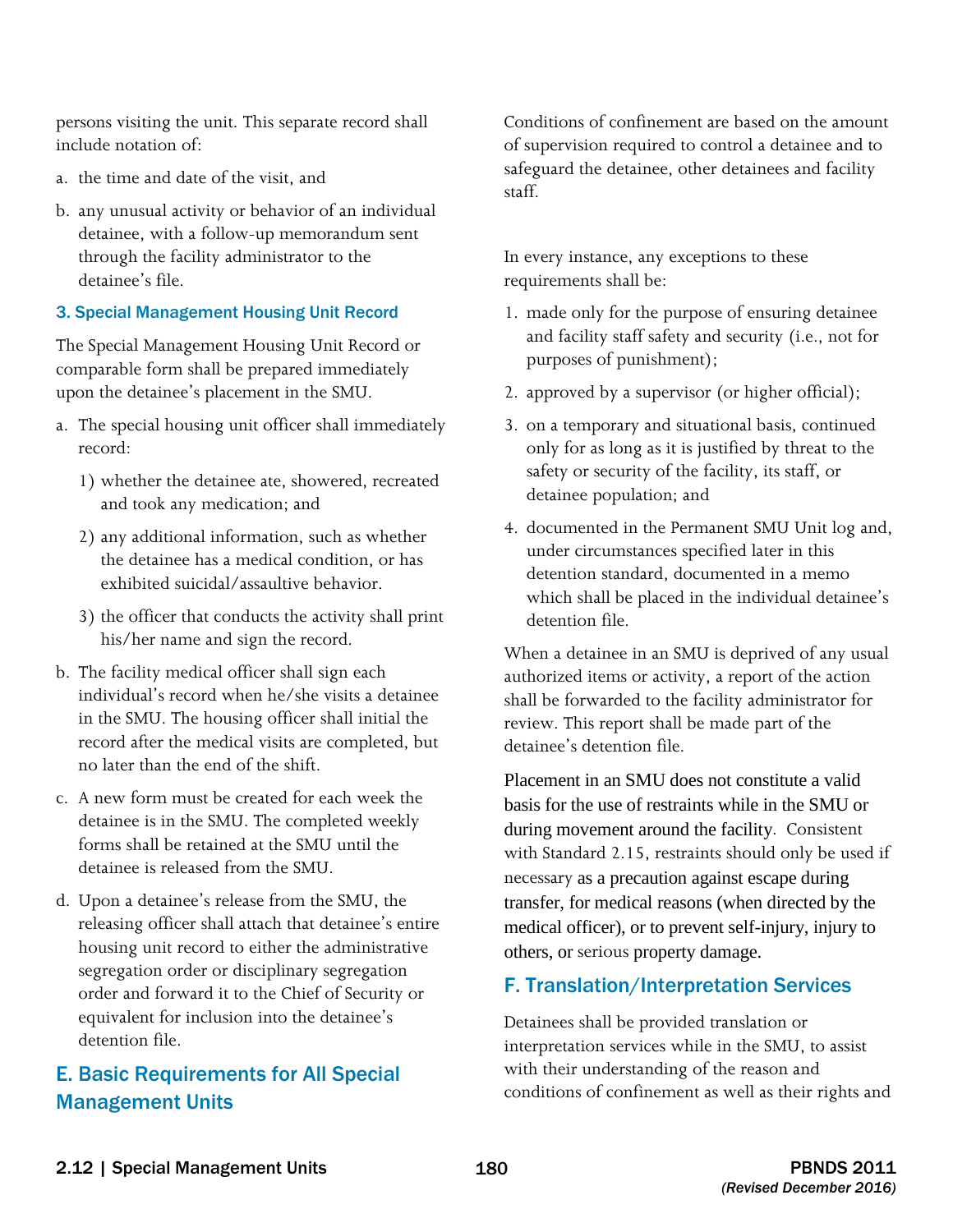persons visiting the unit. This separate record shall include notation of:

a. the time and date of the visit, and

b. any unusual activity or behavior of an individual detainee, with a follow-up memorandum sent through the facility administrator to the detainee's file.

### 3. Special Management Housing Unit Record

The Special Management Housing Unit Record or comparable form shall be prepared immediately upon the detainee's placement in the SMU.

a. The special housing unit officer shall immediately record:

   1) whether the detainee ate, showered, recreated and took any medication; and

   2) any additional information, such as whether the detainee has a medical condition, or has exhibited suicidal/assaultive behavior.

   3) the officer that conducts the activity shall print his/her name and sign the record.

b. The facility medical officer shall sign each individual's record when he/she visits a detainee in the SMU. The housing officer shall initial the record after the medical visits are completed, but no later than the end of the shift.

c. A new form must be created for each week the detainee is in the SMU. The completed weekly forms shall be retained at the SMU until the detainee is released from the SMU.

d. Upon a detainee's release from the SMU, the releasing officer shall attach that detainee's entire housing unit record to either the administrative segregation order or disciplinary segregation order and forward it to the Chief of Security or equivalent for inclusion into the detainee's detention file.

## E. Basic Requirements for All Special Management Units

Conditions of confinement are based on the amount of supervision required to control a detainee and to safeguard the detainee, other detainees and facility staff.

In every instance, any exceptions to these requirements shall be:

1. made only for the purpose of ensuring detainee and facility staff safety and security (i.e., not for purposes of punishment);

2. approved by a supervisor (or higher official);

3. on a temporary and situational basis, continued only for as long as it is justified by threat to the safety or security of the facility, its staff, or detainee population; and

4. documented in the Permanent SMU Unit log and, under circumstances specified later in this detention standard, documented in a memo which shall be placed in the individual detainee's detention file.

When a detainee in an SMU is deprived of any usual authorized items or activity, a report of the action shall be forwarded to the facility administrator for review. This report shall be made part of the detainee's detention file.

Placement in an SMU does not constitute a valid basis for the use of restraints while in the SMU or during movement around the facility. Consistent with Standard 2.15, restraints should only be used if necessary as a precaution against escape during transfer, for medical reasons (when directed by the medical officer), or to prevent self-injury, injury to others, or serious property damage.

## F. Translation/Interpretation Services

Detainees shall be provided translation or interpretation services while in the SMU, to assist with their understanding of the reason and conditions of confinement as well as their rights and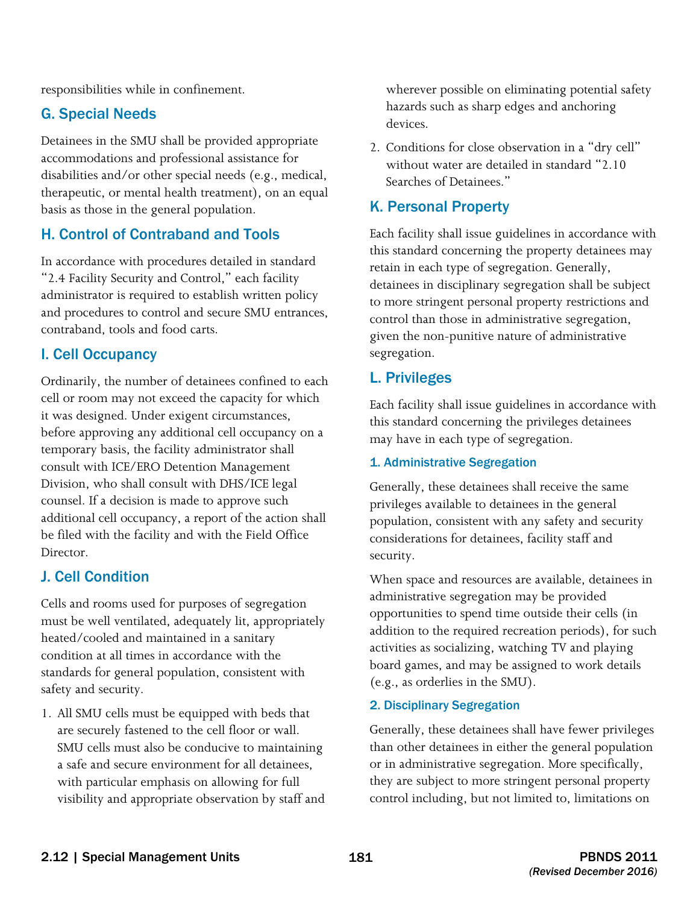responsibilities while in confinement.

## G. Special Needs

Detainees in the SMU shall be provided appropriate accommodations and professional assistance for disabilities and/or other special needs (e.g., medical, therapeutic, or mental health treatment), on an equal basis as those in the general population.

## H. Control of Contraband and Tools

In accordance with procedures detailed in standard "2.4 Facility Security and Control," each facility administrator is required to establish written policy and procedures to control and secure SMU entrances, contraband, tools and food carts.

## I. Cell Occupancy

Ordinarily, the number of detainees confined to each cell or room may not exceed the capacity for which it was designed. Under exigent circumstances, before approving any additional cell occupancy on a temporary basis, the facility administrator shall consult with ICE/ERO Detention Management Division, who shall consult with DHS/ICE legal counsel. If a decision is made to approve such additional cell occupancy, a report of the action shall be filed with the facility and with the Field Office Director.

## J. Cell Condition

Cells and rooms used for purposes of segregation must be well ventilated, adequately lit, appropriately heated/cooled and maintained in a sanitary condition at all times in accordance with the standards for general population, consistent with safety and security.

1. All SMU cells must be equipped with beds that are securely fastened to the cell floor or wall. SMU cells must also be conducive to maintaining a safe and secure environment for all detainees, with particular emphasis on allowing for full visibility and appropriate observation by staff and wherever possible on eliminating potential safety hazards such as sharp edges and anchoring devices.
2. Conditions for close observation in a "dry cell" without water are detailed in standard "2.10 Searches of Detainees."

## K. Personal Property

Each facility shall issue guidelines in accordance with this standard concerning the property detainees may retain in each type of segregation. Generally, detainees in disciplinary segregation shall be subject to more stringent personal property restrictions and control than those in administrative segregation, given the non-punitive nature of administrative segregation.

## L. Privileges

Each facility shall issue guidelines in accordance with this standard concerning the privileges detainees may have in each type of segregation.

### 1. Administrative Segregation

Generally, these detainees shall receive the same privileges available to detainees in the general population, consistent with any safety and security considerations for detainees, facility staff and security.

When space and resources are available, detainees in administrative segregation may be provided opportunities to spend time outside their cells (in addition to the required recreation periods), for such activities as socializing, watching TV and playing board games, and may be assigned to work details (e.g., as orderlies in the SMU).

### 2. Disciplinary Segregation

Generally, these detainees shall have fewer privileges than other detainees in either the general population or in administrative segregation. More specifically, they are subject to more stringent personal property control including, but not limited to, limitations on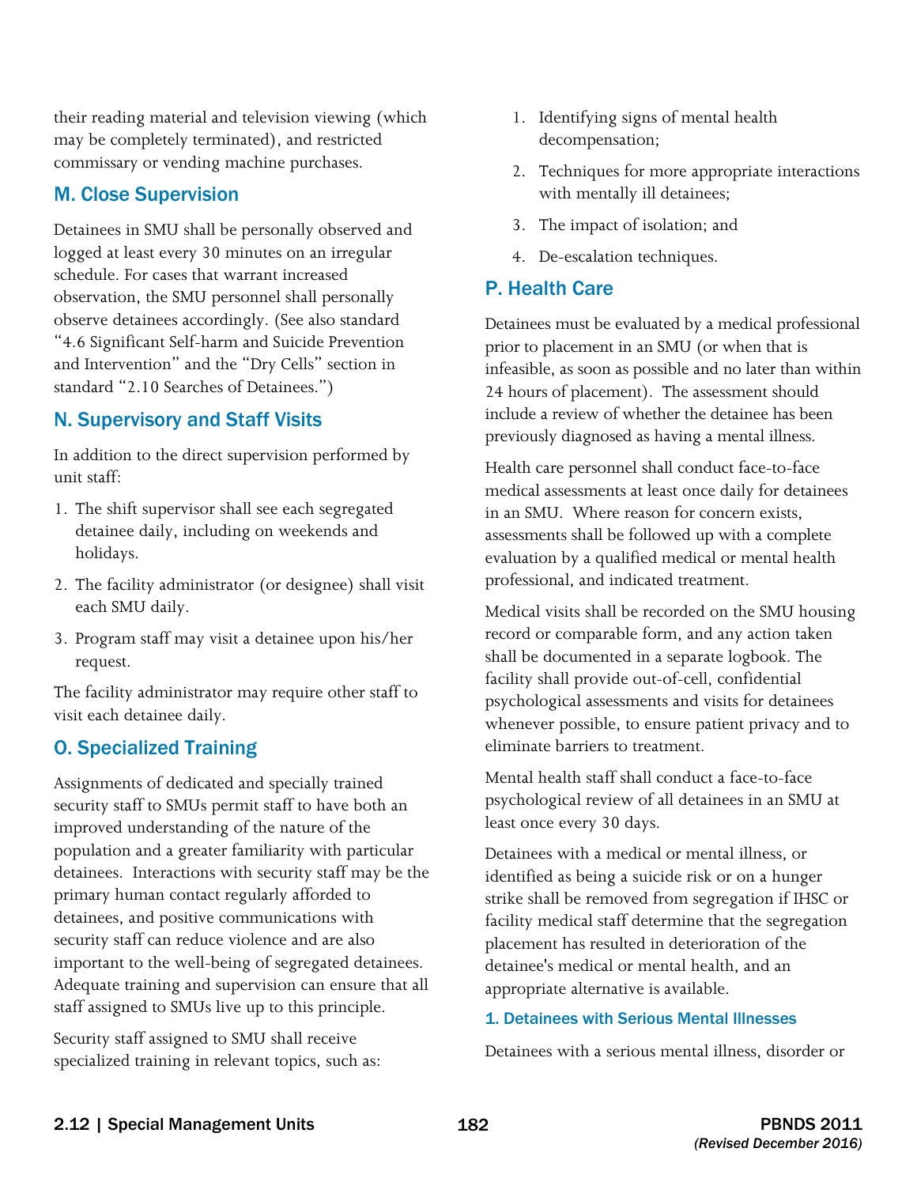their reading material and television viewing (which may be completely terminated), and restricted commissary or vending machine purchases.

## M. Close Supervision

Detainees in SMU shall be personally observed and logged at least every 30 minutes on an irregular schedule. For cases that warrant increased observation, the SMU personnel shall personally observe detainees accordingly. (See also standard "4.6 Significant Self-harm and Suicide Prevention and Intervention" and the "Dry Cells" section in standard "2.10 Searches of Detainees.")

## N. Supervisory and Staff Visits

In addition to the direct supervision performed by unit staff:

1. The shift supervisor shall see each segregated detainee daily, including on weekends and holidays.
2. The facility administrator (or designee) shall visit each SMU daily.
3. Program staff may visit a detainee upon his/her request.

The facility administrator may require other staff to visit each detainee daily.

## O. Specialized Training

Assignments of dedicated and specially trained security staff to SMUs permit staff to have both an improved understanding of the nature of the population and a greater familiarity with particular detainees. Interactions with security staff may be the primary human contact regularly afforded to detainees, and positive communications with security staff can reduce violence and are also important to the well-being of segregated detainees. Adequate training and supervision can ensure that all staff assigned to SMUs live up to this principle.

Security staff assigned to SMU shall receive specialized training in relevant topics, such as:

1. Identifying signs of mental health decompensation;
2. Techniques for more appropriate interactions with mentally ill detainees;
3. The impact of isolation; and
4. De-escalation techniques.

## P. Health Care

Detainees must be evaluated by a medical professional prior to placement in an SMU (or when that is infeasible, as soon as possible and no later than within 24 hours of placement). The assessment should include a review of whether the detainee has been previously diagnosed as having a mental illness.

Health care personnel shall conduct face-to-face medical assessments at least once daily for detainees in an SMU. Where reason for concern exists, assessments shall be followed up with a complete evaluation by a qualified medical or mental health professional, and indicated treatment.

Medical visits shall be recorded on the SMU housing record or comparable form, and any action taken shall be documented in a separate logbook. The facility shall provide out-of-cell, confidential psychological assessments and visits for detainees whenever possible, to ensure patient privacy and to eliminate barriers to treatment.

Mental health staff shall conduct a face-to-face psychological review of all detainees in an SMU at least once every 30 days.

Detainees with a medical or mental illness, or identified as being a suicide risk or on a hunger strike shall be removed from segregation if IHSC or facility medical staff determine that the segregation placement has resulted in deterioration of the detainee's medical or mental health, and an appropriate alternative is available.

### 1. Detainees with Serious Mental Illnesses

Detainees with a serious mental illness, disorder or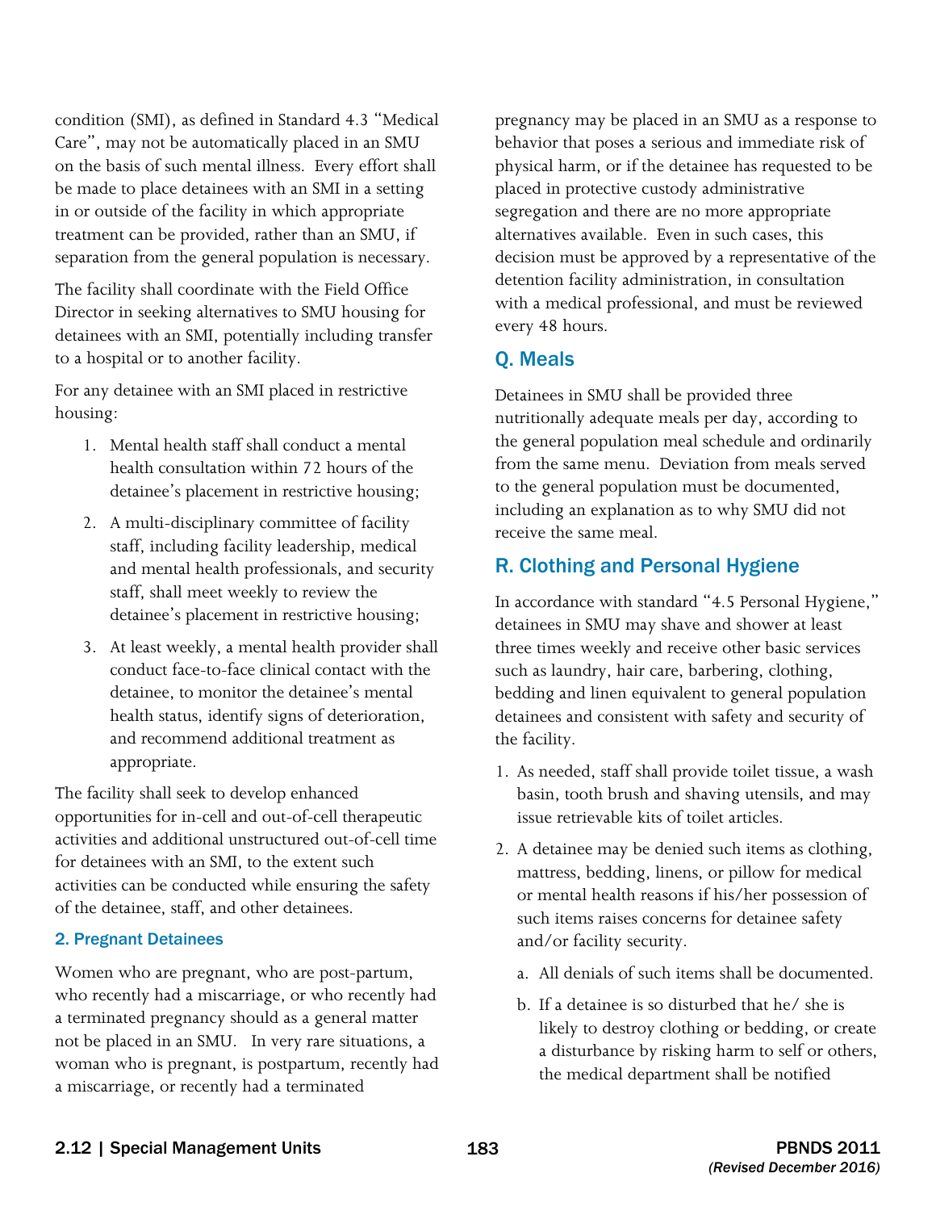condition (SMI), as defined in Standard 4.3 "Medical Care", may not be automatically placed in an SMU on the basis of such mental illness. Every effort shall be made to place detainees with an SMI in a setting in or outside of the facility in which appropriate treatment can be provided, rather than an SMU, if separation from the general population is necessary.

The facility shall coordinate with the Field Office Director in seeking alternatives to SMU housing for detainees with an SMI, potentially including transfer to a hospital or to another facility.

For any detainee with an SMI placed in restrictive housing:

1. Mental health staff shall conduct a mental health consultation within 72 hours of the detainee's placement in restrictive housing;
2. A multi-disciplinary committee of facility staff, including facility leadership, medical and mental health professionals, and security staff, shall meet weekly to review the detainee's placement in restrictive housing;
3. At least weekly, a mental health provider shall conduct face-to-face clinical contact with the detainee, to monitor the detainee's mental health status, identify signs of deterioration, and recommend additional treatment as appropriate.

The facility shall seek to develop enhanced opportunities for in-cell and out-of-cell therapeutic activities and additional unstructured out-of-cell time for detainees with an SMI, to the extent such activities can be conducted while ensuring the safety of the detainee, staff, and other detainees.

### 2. Pregnant Detainees

Women who are pregnant, who are post-partum, who recently had a miscarriage, or who recently had a terminated pregnancy should as a general matter not be placed in an SMU. In very rare situations, a woman who is pregnant, is postpartum, recently had a miscarriage, or recently had a terminated pregnancy may be placed in an SMU as a response to behavior that poses a serious and immediate risk of physical harm, or if the detainee has requested to be placed in protective custody administrative segregation and there are no more appropriate alternatives available. Even in such cases, this decision must be approved by a representative of the detention facility administration, in consultation with a medical professional, and must be reviewed every 48 hours.

## Q. Meals

Detainees in SMU shall be provided three nutritionally adequate meals per day, according to the general population meal schedule and ordinarily from the same menu. Deviation from meals served to the general population must be documented, including an explanation as to why SMU did not receive the same meal.

## R. Clothing and Personal Hygiene

In accordance with standard "4.5 Personal Hygiene," detainees in SMU may shave and shower at least three times weekly and receive other basic services such as laundry, hair care, barbering, clothing, bedding and linen equivalent to general population detainees and consistent with safety and security of the facility.

1. As needed, staff shall provide toilet tissue, a wash basin, tooth brush and shaving utensils, and may issue retrievable kits of toilet articles.
2. A detainee may be denied such items as clothing, mattress, bedding, linens, or pillow for medical or mental health reasons if his/her possession of such items raises concerns for detainee safety and/or facility security.
   a. All denials of such items shall be documented.
   b. If a detainee is so disturbed that he/ she is likely to destroy clothing or bedding, or create a disturbance by risking harm to self or others, the medical department shall be notified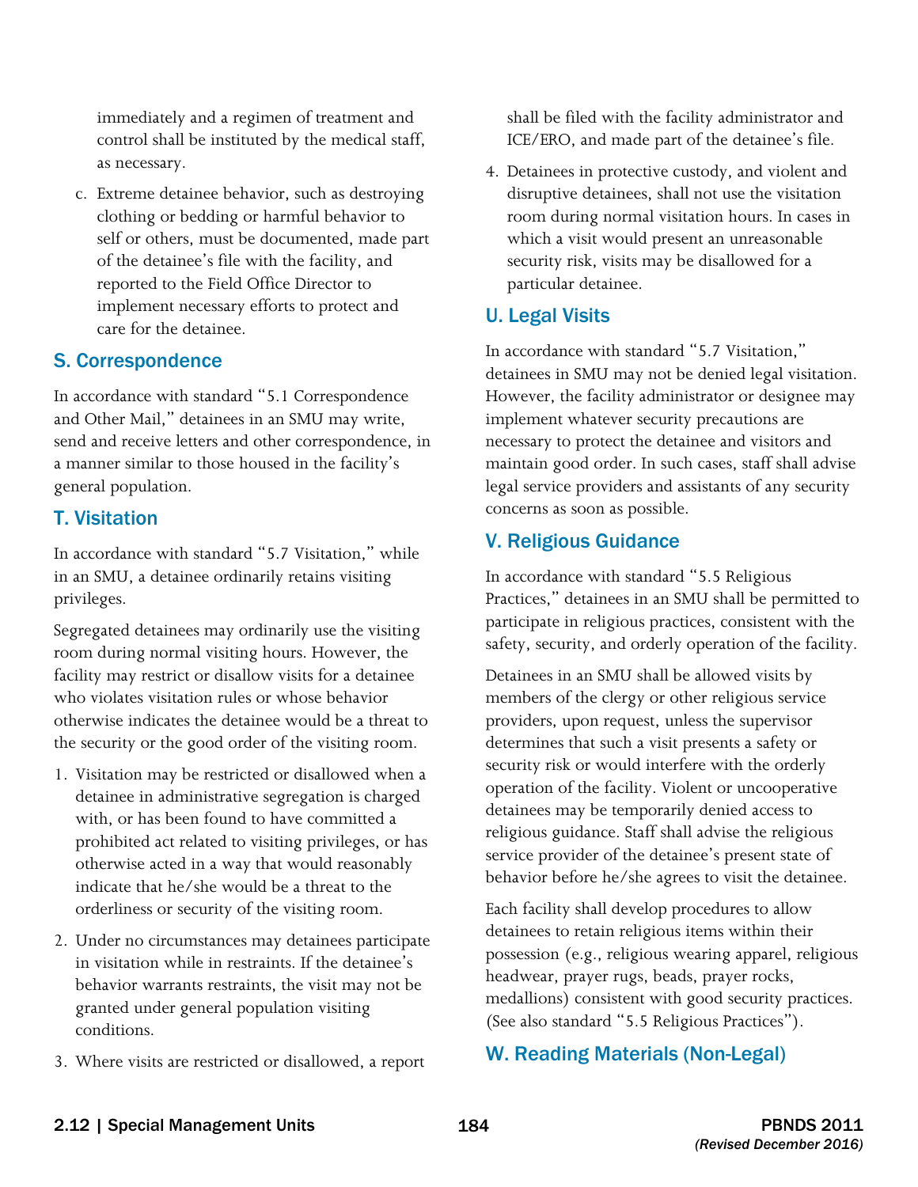immediately and a regimen of treatment and control shall be instituted by the medical staff, as necessary.

c. Extreme detainee behavior, such as destroying clothing or bedding or harmful behavior to self or others, must be documented, made part of the detainee's file with the facility, and reported to the Field Office Director to implement necessary efforts to protect and care for the detainee.

## S. Correspondence

In accordance with standard "5.1 Correspondence and Other Mail," detainees in an SMU may write, send and receive letters and other correspondence, in a manner similar to those housed in the facility's general population.

## T. Visitation

In accordance with standard "5.7 Visitation," while in an SMU, a detainee ordinarily retains visiting privileges.

Segregated detainees may ordinarily use the visiting room during normal visiting hours. However, the facility may restrict or disallow visits for a detainee who violates visitation rules or whose behavior otherwise indicates the detainee would be a threat to the security or the good order of the visiting room.

1. Visitation may be restricted or disallowed when a detainee in administrative segregation is charged with, or has been found to have committed a prohibited act related to visiting privileges, or has otherwise acted in a way that would reasonably indicate that he/she would be a threat to the orderliness or security of the visiting room.
2. Under no circumstances may detainees participate in visitation while in restraints. If the detainee's behavior warrants restraints, the visit may not be granted under general population visiting conditions.
3. Where visits are restricted or disallowed, a report shall be filed with the facility administrator and ICE/ERO, and made part of the detainee's file.
4. Detainees in protective custody, and violent and disruptive detainees, shall not use the visitation room during normal visitation hours. In cases in which a visit would present an unreasonable security risk, visits may be disallowed for a particular detainee.

## U. Legal Visits

In accordance with standard "5.7 Visitation," detainees in SMU may not be denied legal visitation. However, the facility administrator or designee may implement whatever security precautions are necessary to protect the detainee and visitors and maintain good order. In such cases, staff shall advise legal service providers and assistants of any security concerns as soon as possible.

## V. Religious Guidance

In accordance with standard "5.5 Religious Practices," detainees in an SMU shall be permitted to participate in religious practices, consistent with the safety, security, and orderly operation of the facility.

Detainees in an SMU shall be allowed visits by members of the clergy or other religious service providers, upon request, unless the supervisor determines that such a visit presents a safety or security risk or would interfere with the orderly operation of the facility. Violent or uncooperative detainees may be temporarily denied access to religious guidance. Staff shall advise the religious service provider of the detainee's present state of behavior before he/she agrees to visit the detainee.

Each facility shall develop procedures to allow detainees to retain religious items within their possession (e.g., religious wearing apparel, religious headwear, prayer rugs, beads, prayer rocks, medallions) consistent with good security practices. (See also standard "5.5 Religious Practices").

## W. Reading Materials (Non-Legal)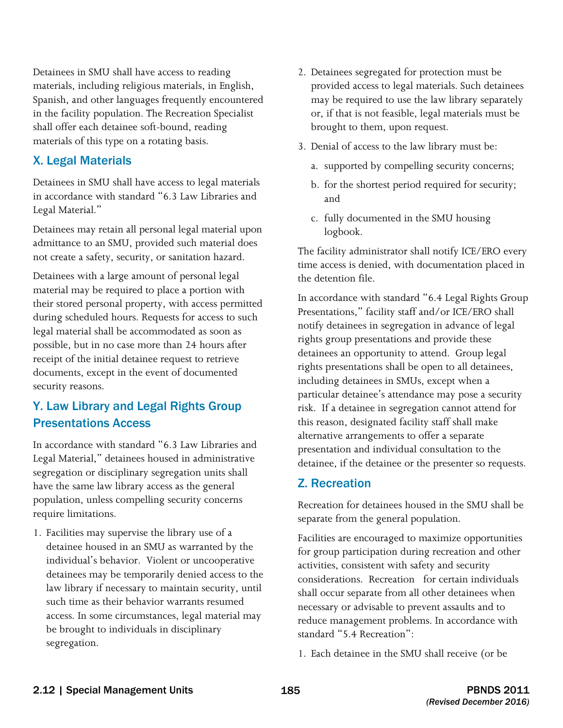Detainees in SMU shall have access to reading materials, including religious materials, in English, Spanish, and other languages frequently encountered in the facility population. The Recreation Specialist shall offer each detainee soft-bound, reading materials of this type on a rotating basis.

## X. Legal Materials

Detainees in SMU shall have access to legal materials in accordance with standard "6.3 Law Libraries and Legal Material."

Detainees may retain all personal legal material upon admittance to an SMU, provided such material does not create a safety, security, or sanitation hazard.

Detainees with a large amount of personal legal material may be required to place a portion with their stored personal property, with access permitted during scheduled hours. Requests for access to such legal material shall be accommodated as soon as possible, but in no case more than 24 hours after receipt of the initial detainee request to retrieve documents, except in the event of documented security reasons.

## Y. Law Library and Legal Rights Group Presentations Access

In accordance with standard "6.3 Law Libraries and Legal Material," detainees housed in administrative segregation or disciplinary segregation units shall have the same law library access as the general population, unless compelling security concerns require limitations.

1. Facilities may supervise the library use of a detainee housed in an SMU as warranted by the individual's behavior. Violent or uncooperative detainees may be temporarily denied access to the law library if necessary to maintain security, until such time as their behavior warrants resumed access. In some circumstances, legal material may be brought to individuals in disciplinary segregation.
2. Detainees segregated for protection must be provided access to legal materials. Such detainees may be required to use the law library separately or, if that is not feasible, legal materials must be brought to them, upon request.
3. Denial of access to the law library must be:
   a. supported by compelling security concerns;
   b. for the shortest period required for security; and
   c. fully documented in the SMU housing logbook.

The facility administrator shall notify ICE/ERO every time access is denied, with documentation placed in the detention file.

In accordance with standard "6.4 Legal Rights Group Presentations," facility staff and/or ICE/ERO shall notify detainees in segregation in advance of legal rights group presentations and provide these detainees an opportunity to attend. Group legal rights presentations shall be open to all detainees, including detainees in SMUs, except when a particular detainee's attendance may pose a security risk. If a detainee in segregation cannot attend for this reason, designated facility staff shall make alternative arrangements to offer a separate presentation and individual consultation to the detainee, if the detainee or the presenter so requests.

## Z. Recreation

Recreation for detainees housed in the SMU shall be separate from the general population.

Facilities are encouraged to maximize opportunities for group participation during recreation and other activities, consistent with safety and security considerations. Recreation for certain individuals shall occur separate from all other detainees when necessary or advisable to prevent assaults and to reduce management problems. In accordance with standard "5.4 Recreation":

1. Each detainee in the SMU shall receive (or be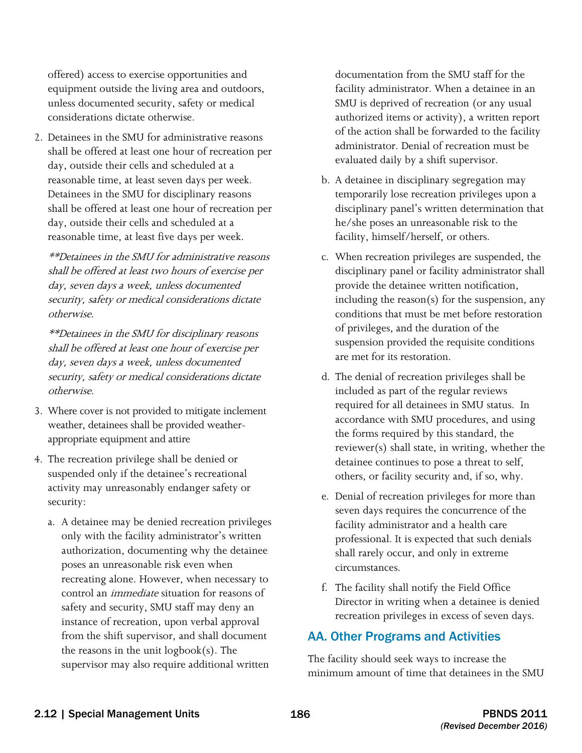offered) access to exercise opportunities and equipment outside the living area and outdoors, unless documented security, safety or medical considerations dictate otherwise.

2. Detainees in the SMU for administrative reasons shall be offered at least one hour of recreation per day, outside their cells and scheduled at a reasonable time, at least seven days per week. Detainees in the SMU for disciplinary reasons shall be offered at least one hour of recreation per day, outside their cells and scheduled at a reasonable time, at least five days per week.

   *\*\*Detainees in the SMU for administrative reasons shall be offered at least two hours of exercise per day, seven days a week, unless documented security, safety or medical considerations dictate otherwise.*

   *\*\*Detainees in the SMU for disciplinary reasons shall be offered at least one hour of exercise per day, seven days a week, unless documented security, safety or medical considerations dictate otherwise.*

3. Where cover is not provided to mitigate inclement weather, detainees shall be provided weather-appropriate equipment and attire

4. The recreation privilege shall be denied or suspended only if the detainee's recreational activity may unreasonably endanger safety or security:

   a. A detainee may be denied recreation privileges only with the facility administrator's written authorization, documenting why the detainee poses an unreasonable risk even when recreating alone. However, when necessary to control an *immediate* situation for reasons of safety and security, SMU staff may deny an instance of recreation, upon verbal approval from the shift supervisor, and shall document the reasons in the unit logbook(s). The supervisor may also require additional written documentation from the SMU staff for the facility administrator. When a detainee in an SMU is deprived of recreation (or any usual authorized items or activity), a written report of the action shall be forwarded to the facility administrator. Denial of recreation must be evaluated daily by a shift supervisor.

   b. A detainee in disciplinary segregation may temporarily lose recreation privileges upon a disciplinary panel's written determination that he/she poses an unreasonable risk to the facility, himself/herself, or others.

   c. When recreation privileges are suspended, the disciplinary panel or facility administrator shall provide the detainee written notification, including the reason(s) for the suspension, any conditions that must be met before restoration of privileges, and the duration of the suspension provided the requisite conditions are met for its restoration.

   d. The denial of recreation privileges shall be included as part of the regular reviews required for all detainees in SMU status. In accordance with SMU procedures, and using the forms required by this standard, the reviewer(s) shall state, in writing, whether the detainee continues to pose a threat to self, others, or facility security and, if so, why.

   e. Denial of recreation privileges for more than seven days requires the concurrence of the facility administrator and a health care professional. It is expected that such denials shall rarely occur, and only in extreme circumstances.

   f. The facility shall notify the Field Office Director in writing when a detainee is denied recreation privileges in excess of seven days.

## AA. Other Programs and Activities

The facility should seek ways to increase the minimum amount of time that detainees in the SMU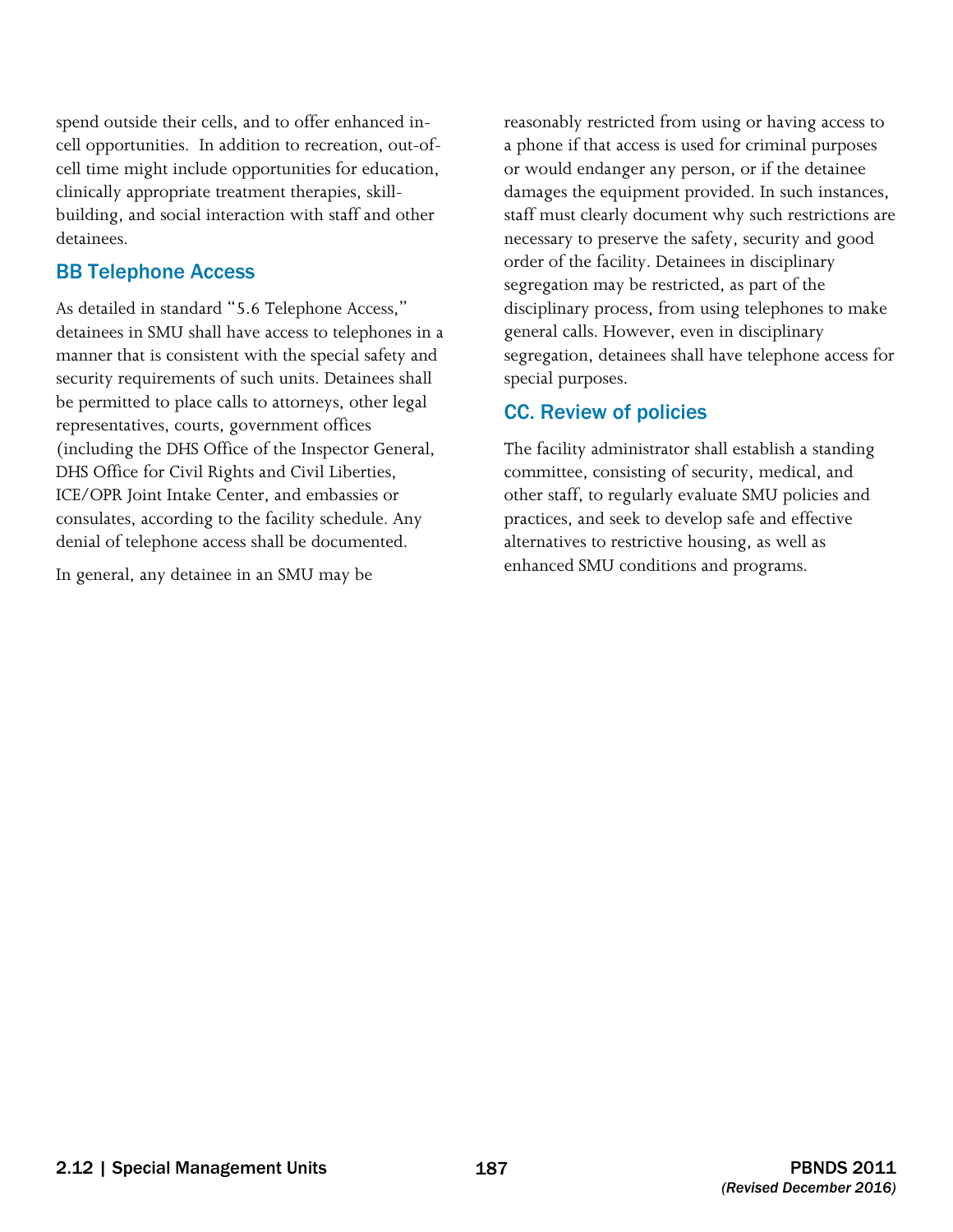spend outside their cells, and to offer enhanced in-cell opportunities. In addition to recreation, out-of-cell time might include opportunities for education, clinically appropriate treatment therapies, skill-building, and social interaction with staff and other detainees.

## BB Telephone Access

As detailed in standard "5.6 Telephone Access," detainees in SMU shall have access to telephones in a manner that is consistent with the special safety and security requirements of such units. Detainees shall be permitted to place calls to attorneys, other legal representatives, courts, government offices (including the DHS Office of the Inspector General, DHS Office for Civil Rights and Civil Liberties, ICE/OPR Joint Intake Center, and embassies or consulates, according to the facility schedule. Any denial of telephone access shall be documented.

In general, any detainee in an SMU may be reasonably restricted from using or having access to a phone if that access is used for criminal purposes or would endanger any person, or if the detainee damages the equipment provided. In such instances, staff must clearly document why such restrictions are necessary to preserve the safety, security and good order of the facility. Detainees in disciplinary segregation may be restricted, as part of the disciplinary process, from using telephones to make general calls. However, even in disciplinary segregation, detainees shall have telephone access for special purposes.

## CC. Review of policies

The facility administrator shall establish a standing committee, consisting of security, medical, and other staff, to regularly evaluate SMU policies and practices, and seek to develop safe and effective alternatives to restrictive housing, as well as enhanced SMU conditions and programs.